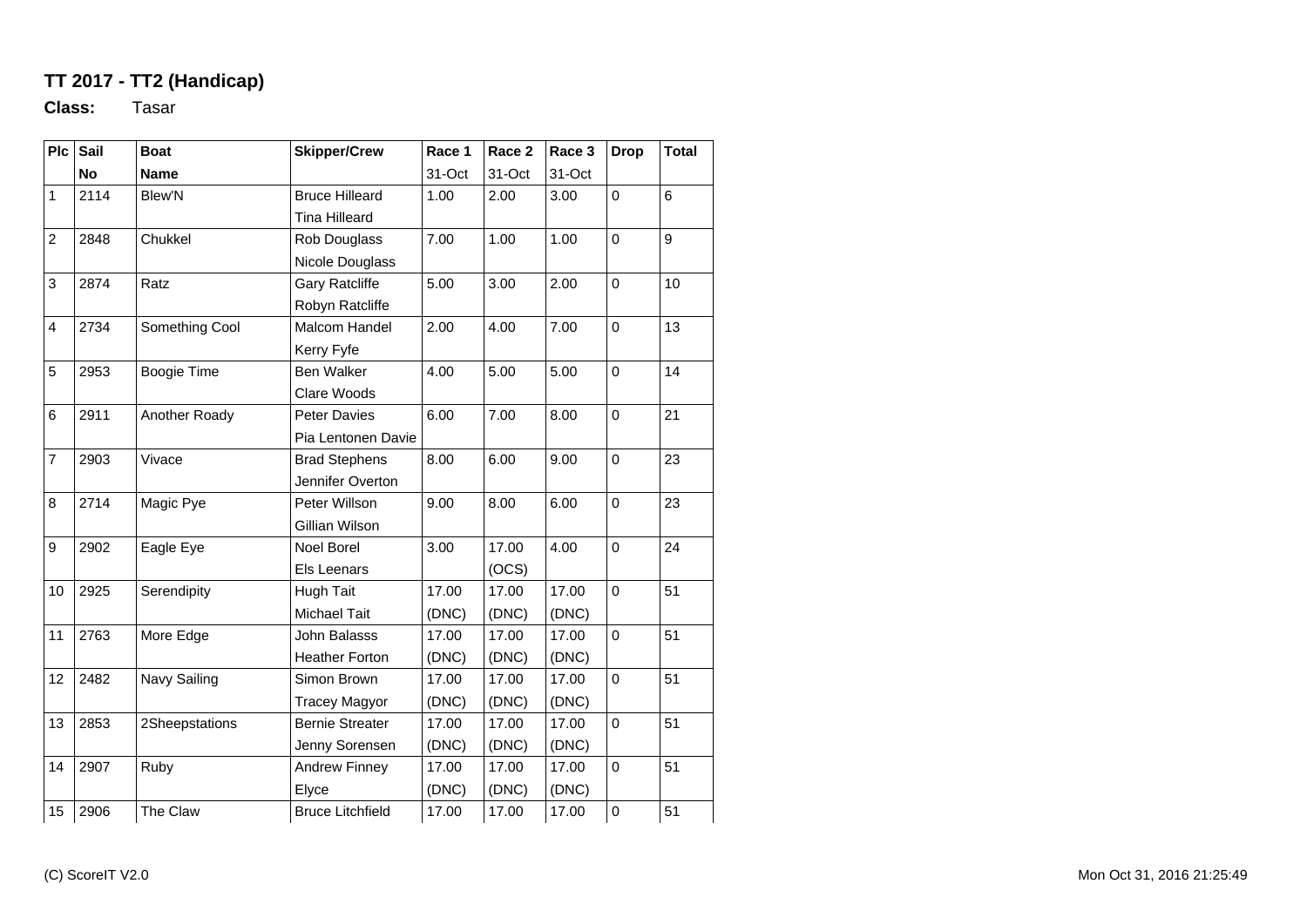**TT 2017 - TT2 (Handicap)**

**Class:** Tasar

| Plc | Sail No | Boat Name | Skipper/Crew | Race 1 31-Oct | Race 2 31-Oct | Race 3 31-Oct | Drop | Total |
|---|---|---|---|---|---|---|---|---|
| 1 | 2114 | Blew'N | Bruce Hilleard<br>Tina Hilleard | 1.00 | 2.00 | 3.00 | 0 | 6 |
| 2 | 2848 | Chukkel | Rob Douglass<br>Nicole Douglass | 7.00 | 1.00 | 1.00 | 0 | 9 |
| 3 | 2874 | Ratz | Gary Ratcliffe<br>Robyn Ratcliffe | 5.00 | 3.00 | 2.00 | 0 | 10 |
| 4 | 2734 | Something Cool | Malcom Handel<br>Kerry Fyfe | 2.00 | 4.00 | 7.00 | 0 | 13 |
| 5 | 2953 | Boogie Time | Ben Walker<br>Clare Woods | 4.00 | 5.00 | 5.00 | 0 | 14 |
| 6 | 2911 | Another Roady | Peter Davies<br>Pia Lentonen Davie | 6.00 | 7.00 | 8.00 | 0 | 21 |
| 7 | 2903 | Vivace | Brad Stephens<br>Jennifer Overton | 8.00 | 6.00 | 9.00 | 0 | 23 |
| 8 | 2714 | Magic Pye | Peter Willson<br>Gillian Wilson | 9.00 | 8.00 | 6.00 | 0 | 23 |
| 9 | 2902 | Eagle Eye | Noel Borel<br>Els Leenars | 3.00 | 17.00 (OCS) | 4.00 | 0 | 24 |
| 10 | 2925 | Serendipity | Hugh Tait<br>Michael Tait | 17.00 (DNC) | 17.00 (DNC) | 17.00 (DNC) | 0 | 51 |
| 11 | 2763 | More Edge | John Balasss<br>Heather Forton | 17.00 (DNC) | 17.00 (DNC) | 17.00 (DNC) | 0 | 51 |
| 12 | 2482 | Navy Sailing | Simon Brown<br>Tracey Magyor | 17.00 (DNC) | 17.00 (DNC) | 17.00 (DNC) | 0 | 51 |
| 13 | 2853 | 2Sheepstations | Bernie Streater<br>Jenny Sorensen | 17.00 (DNC) | 17.00 (DNC) | 17.00 (DNC) | 0 | 51 |
| 14 | 2907 | Ruby | Andrew Finney<br>Elyce | 17.00 (DNC) | 17.00 (DNC) | 17.00 (DNC) | 0 | 51 |
| 15 | 2906 | The Claw | Bruce Litchfield | 17.00 | 17.00 | 17.00 | 0 | 51 |

(C) ScoreIT V2.0 Mon Oct 31, 2016 21:25:49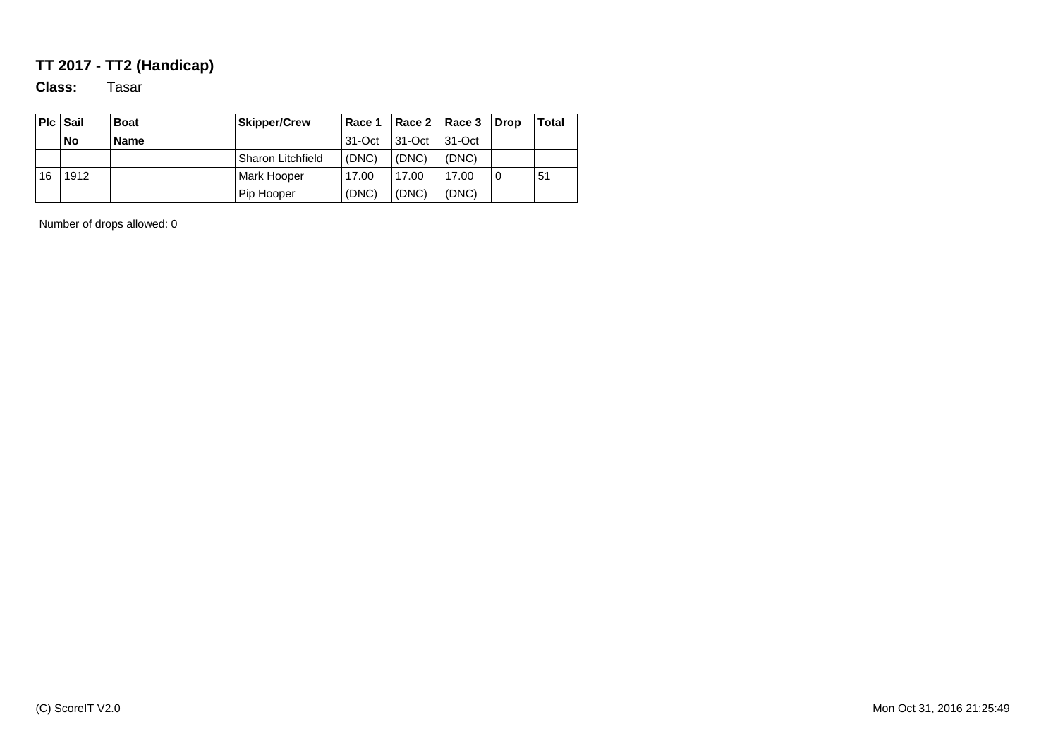## TT 2017 - TT2 (Handicap)

**Class:** Tasar

| Plc | Sail No | Boat Name | Skipper/Crew | Race 1 31-Oct | Race 2 31-Oct | Race 3 31-Oct | Drop | Total |
|---|---|---|---|---|---|---|---|---|
| | | | Sharon Litchfield | (DNC) | (DNC) | (DNC) | | |
| 16 | 1912 | | Mark Hooper | 17.00 | 17.00 | 17.00 | 0 | 51 |
| | | | Pip Hooper | (DNC) | (DNC) | (DNC) | | |

Number of drops allowed: 0

(C) ScoreIT V2.0

Mon Oct 31, 2016 21:25:49